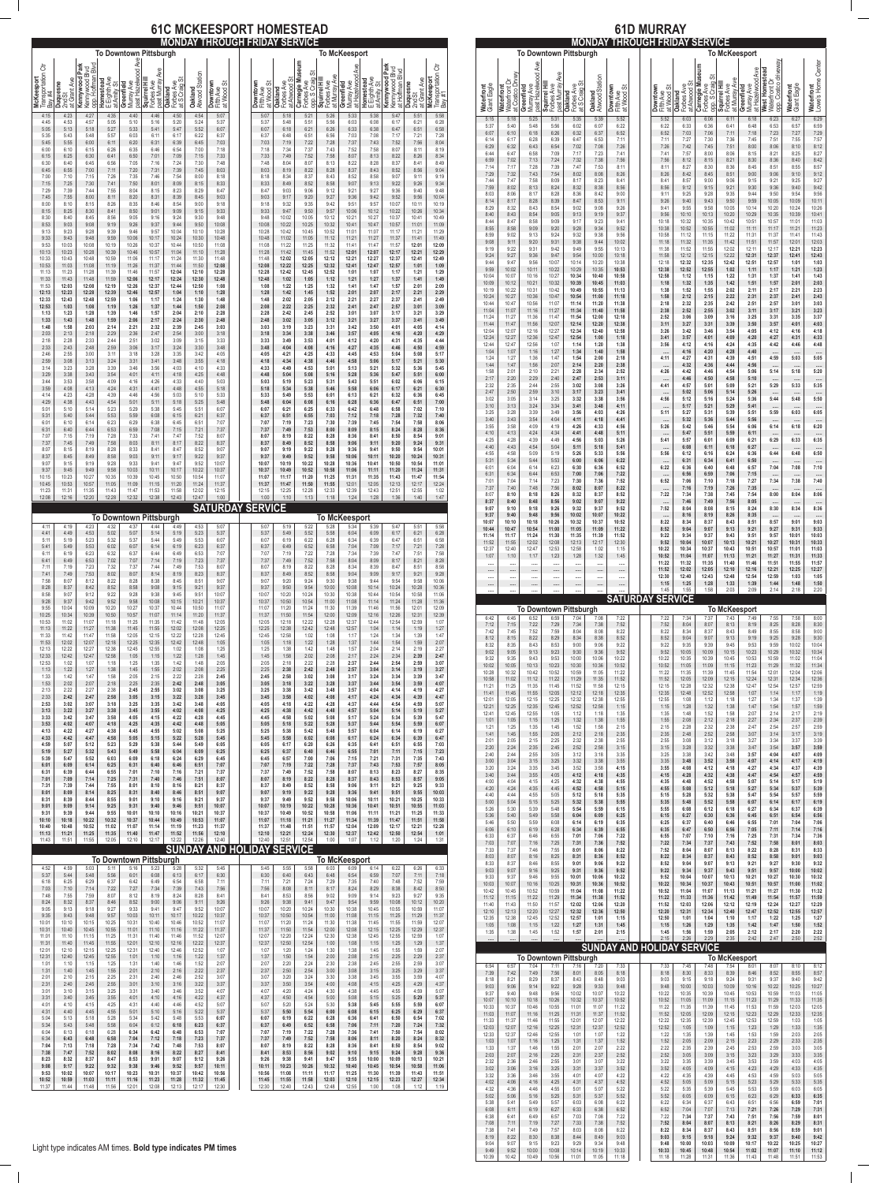# 61C MCKEESPORT HOMESTEAD

## MONDAY THROUGH FRIDAY SERVICE

### To Downtown Pittsburgh

| McKeesport Transportation Ctr Bay #4 | Duquesne 2nd St at Grant Ave | Kennywood Park Kennywood Blvd opp. Hoffman Blvd | Homestead E Eighth Ave at Amity St | Greenfield Murray Ave past Hazelwood Ave | Squirrel Hill Forbes Ave past Murray Ave | Oakland Forbes Ave at S Craig St | Oakland Atwood Station | Downtown Fifth Ave at Wood St |
|---|---|---|---|---|---|---|---|---|
| 4:15 | 4:23 | 4:27 | 4:35 | 4:40 | 4:46 | 4:50 | 4:54 | 5:07 |
| 4:45 | 4:53 | 4:57 | 5:06 | 5:10 | 5:16 | 5:20 | 5:24 | 5:37 |
| 5:05 | 5:13 | 5:18 | 5:27 | 5:33 | 5:41 | 5:47 | 5:52 | 6:07 |
| 5:35 | 5:43 | 5:48 | 5:57 | 6:03 | 6:11 | 6:17 | 6:22 | 6:37 |
| 5:45 | 5:55 | 6:00 | 6:11 | 6:20 | 6:31 | 6:39 | 6:45 | 7:03 |
| 6:00 | 6:10 | 6:15 | 6:26 | 6:35 | 6:46 | 6:54 | 7:00 | 7:18 |
| 6:15 | 6:25 | 6:30 | 6:41 | 6:50 | 7:01 | 7:09 | 7:15 | 7:33 |
| 6:30 | 6:40 | 6:45 | 6:56 | 7:05 | 7:16 | 7:24 | 7:30 | 7:48 |
| 6:45 | 6:55 | 7:00 | 7:11 | 7:20 | 7:31 | 7:39 | 7:45 | 8:03 |
| 7:00 | 7:10 | 7:15 | 7:26 | 7:35 | 7:46 | 7:54 | 8:00 | 8:18 |
| 7:15 | 7:25 | 7:30 | 7:41 | 7:50 | 8:01 | 8:09 | 8:15 | 8:33 |
| 7:29 | 7:39 | 7:44 | 7:55 | 8:04 | 8:15 | 8:23 | 8:29 | 8:47 |
| 7:45 | 7:55 | 8:00 | 8:11 | 8:20 | 8:31 | 8:39 | 8:45 | 9:03 |
| 8:00 | 8:10 | 8:15 | 8:26 | 8:35 | 8:46 | 8:54 | 9:00 | 9:18 |
| 8:15 | 8:25 | 8:30 | 8:41 | 8:50 | 9:01 | 9:09 | 9:15 | 9:33 |
| 8:30 | 8:40 | 8:45 | 8:56 | 9:05 | 9:16 | 9:24 | 9:30 | 9:48 |
| 8:53 | 9:03 | 9:08 | 9:19 | 9:26 | 9:37 | 9:44 | 9:50 | 10:08 |
| 9:13 | 9:23 | 9:28 | 9:39 | 9:46 | 9:57 | 10:04 | 10:10 | 10:28 |
| 9:33 | 9:43 | 9:48 | 9:59 | 10:06 | 10:17 | 10:24 | 10:30 | 10:48 |
| 9:53 | 10:03 | 10:08 | 10:19 | 10:26 | 10:37 | 10:44 | 10:50 | 11:08 |
| 10:13 | 10:23 | 10:28 | 10:39 | 10:46 | 10:57 | 11:04 | 11:10 | 11:28 |
| 10:33 | 10:43 | 10:48 | 10:59 | 11:06 | 11:17 | 11:24 | 11:30 | 11:48 |
| 10:53 | 11:03 | 11:08 | 11:19 | 11:26 | 11:37 | 11:44 | 11:50 | 12:08 |
| 11:13 | 11:23 | 11:28 | 11:39 | 11:46 | 11:57 | 12:04 | 12:10 | 12:28 |
| 11:33 | 11:43 | 11:48 | 11:59 | 12:06 | 12:17 | 12:24 | 12:30 | 12:48 |
| 11:53 | 12:03 | 12:08 | 12:19 | 12:26 | 12:37 | 12:44 | 12:50 | 1:08 |
| 12:13 | 12:23 | 12:28 | 12:39 | 12:46 | 12:57 | 1:04 | 1:10 | 1:28 |
| 12:33 | 12:43 | 12:48 | 12:59 | 1:06 | 1:17 | 1:24 | 1:30 | 1:48 |
| 12:53 | 1:03 | 1:08 | 1:19 | 1:26 | 1:37 | 1:44 | 1:50 | 2:08 |
| 1:13 | 1:23 | 1:28 | 1:39 | 1:46 | 1:57 | 2:04 | 2:10 | 2:28 |
| 1:33 | 1:43 | 1:48 | 1:59 | 2:06 | 2:17 | 2:24 | 2:30 | 2:48 |
| 1:48 | 1:58 | 2:03 | 2:14 | 2:21 | 2:32 | 2:39 | 2:45 | 3:03 |
| 2:03 | 2:13 | 2:18 | 2:29 | 2:36 | 2:47 | 2:54 | 3:00 | 3:18 |
| 2:18 | 2:28 | 2:33 | 2:44 | 2:51 | 3:02 | 3:09 | 3:15 | 3:33 |
| 2:33 | 2:43 | 2:48 | 2:59 | 3:06 | 3:17 | 3:24 | 3:30 | 3:48 |
| 2:46 | 2:56 | 3:00 | 3:11 | 3:18 | 3:28 | 3:35 | 3:42 | 4:00 |
| 2:59 | 3:08 | 3:13 | 3:24 | 3:31 | 3:41 | 3:48 | 3:55 | 4:13 |
| 3:14 | 3:23 | 3:28 | 3:39 | 3:46 | 3:56 | 4:03 | 4:10 | 4:33 |
| 3:29 | 3:38 | 3:43 | 3:54 | 4:01 | 4:11 | 4:18 | 4:25 | 4:48 |
| 3:44 | 3:53 | 3:58 | 4:09 | 4:16 | 4:26 | 4:33 | 4:40 | 5:03 |
| 3:59 | 4:08 | 4:13 | 4:24 | 4:31 | 4:41 | 4:48 | 4:55 | 5:18 |
| 4:14 | 4:23 | 4:28 | 4:39 | 4:46 | 4:56 | 5:03 | 5:10 | 5:33 |
| 4:29 | 4:38 | 4:43 | 4:54 | 5:01 | 5:11 | 5:18 | 5:25 | 5:48 |
| 5:01 | 5:10 | 5:14 | 5:23 | 5:29 | 5:38 | 5:45 | 5:51 | 6:07 |
| 5:31 | 5:40 | 5:44 | 5:53 | 5:59 | 6:08 | 6:15 | 6:21 | 6:37 |
| 6:01 | 6:10 | 6:14 | 6:23 | 6:29 | 6:38 | 6:45 | 6:51 | 7:07 |
| 6:31 | 6:40 | 6:44 | 6:53 | 6:59 | 7:08 | 7:15 | 7:21 | 7:37 |
| 7:07 | 7:15 | 7:19 | 7:28 | 7:33 | 7:41 | 7:47 | 7:52 | 8:07 |
| 7:37 | 7:45 | 7:49 | 7:58 | 8:03 | 8:11 | 8:17 | 8:22 | 8:37 |
| 8:07 | 8:15 | 8:19 | 8:28 | 8:33 | 8:41 | 8:47 | 8:52 | 9:07 |
| 8:37 | 8:45 | 8:49 | 8:58 | 9:03 | 9:11 | 9:17 | 9:22 | 9:37 |
| 9:07 | 9:15 | 9:19 | 9:28 | 9:33 | 9:41 | 9:47 | 9:52 | 10:07 |
| 9:37 | 9:45 | 9:49 | 9:58 | 10:03 | 10:11 | 10:17 | 10:22 | 10:37 |
| 10:15 | 10:23 | 10:27 | 10:35 | 10:39 | 10:46 | 10:50 | 10:54 | 11:07 |
| 10:45 | 10:53 | 10:57 | 11:05 | 11:09 | 11:16 | 11:20 | 11:24 | 11:37 |
| 11:23 | 11:31 | 11:35 | 11:43 | 11:47 | 11:53 | 11:58 | 12:02 | 12:15 |
| 12:08 | 12:16 | 12:20 | 12:28 | 12:32 | 12:38 | 12:43 | 12:47 | 1:00 |

### To McKeesport

| Downtown Fifth Ave at Wood St | Oakland Fifth Ave at Atwood St | Oakland Carnegie Museum Forbes Ave opp. S Craig St | Squirrel Hill Forbes Ave at Murray Ave | Greenfield Murray Ave at Hazelwood Ave | Homestead E Eighth Ave at Amity St | Kennywood Park Kennywood Blvd at Hoffman Blvd | Duquesne 2nd St at Grant Ave | McKeesport Transportation Ctr Bay #1 |
|---|---|---|---|---|---|---|---|---|
| 5:07 | 5:18 | 5:21 | 5:26 | 5:33 | 5:38 | 5:47 | 5:51 | 5:58 |
| 5:37 | 5:48 | 5:51 | 5:56 | 6:03 | 6:08 | 6:17 | 6:21 | 6:28 |
| 6:07 | 6:18 | 6:21 | 6:26 | 6:33 | 6:38 | 6:47 | 6:51 | 6:58 |
| 6:37 | 6:48 | 6:51 | 6:56 | 7:03 | 7:08 | 7:17 | 7:21 | 7:28 |
| 7:03 | 7:19 | 7:22 | 7:28 | 7:37 | 7:43 | 7:52 | 7:56 | 8:04 |
| 7:18 | 7:34 | 7:37 | 7:43 | 7:52 | 7:58 | 8:07 | 8:11 | 8:19 |
| 7:33 | 7:49 | 7:52 | 7:58 | 8:07 | 8:13 | 8:22 | 8:26 | 8:34 |
| 7:48 | 8:04 | 8:07 | 8:13 | 8:22 | 8:28 | 8:37 | 8:41 | 8:49 |
| 8:03 | 8:19 | 8:22 | 8:28 | 8:37 | 8:43 | 8:52 | 8:56 | 9:04 |
| 8:18 | 8:34 | 8:37 | 8:43 | 8:52 | 8:58 | 9:07 | 9:11 | 9:19 |
| 8:33 | 8:49 | 8:52 | 8:58 | 9:07 | 9:13 | 9:22 | 9:26 | 9:34 |
| 8:47 | 9:03 | 9:06 | 9:12 | 9:21 | 9:27 | 9:36 | 9:40 | 9:48 |
| 9:03 | 9:17 | 9:20 | 9:27 | 9:36 | 9:42 | 9:52 | 9:56 | 10:04 |
| 9:18 | 9:32 | 9:35 | 9:42 | 9:51 | 9:57 | 10:07 | 10:11 | 10:19 |
| 9:33 | 9:47 | 9:50 | 9:57 | 10:06 | 10:12 | 10:22 | 10:26 | 10:34 |
| 9:48 | 10:02 | 10:05 | 10:12 | 10:21 | 10:27 | 10:37 | 10:41 | 10:49 |
| 10:08 | 10:22 | 10:25 | 10:32 | 10:41 | 10:47 | 10:57 | 11:01 | 11:09 |
| 10:28 | 10:42 | 10:45 | 10:52 | 11:01 | 11:07 | 11:17 | 11:21 | 11:29 |
| 10:48 | 11:02 | 11:05 | 11:12 | 11:21 | 11:27 | 11:37 | 11:41 | 11:49 |
| 11:08 | 11:22 | 11:25 | 11:32 | 11:41 | 11:47 | 11:57 | 12:01 | 12:09 |
| 11:28 | 11:42 | 11:45 | 11:52 | 12:01 | 12:07 | 12:17 | 12:21 | 12:29 |
| 11:48 | 12:02 | 12:05 | 12:12 | 12:21 | 12:27 | 12:37 | 12:41 | 12:49 |
| 12:08 | 12:22 | 12:25 | 12:32 | 12:41 | 12:47 | 12:57 | 1:01 | 1:09 |
| 12:28 | 12:42 | 12:45 | 12:52 | 1:01 | 1:07 | 1:17 | 1:21 | 1:29 |
| 12:48 | 1:02 | 1:05 | 1:12 | 1:21 | 1:27 | 1:37 | 1:41 | 1:49 |
| 1:08 | 1:22 | 1:25 | 1:32 | 1:41 | 1:47 | 1:57 | 2:01 | 2:09 |
| 1:28 | 1:42 | 1:45 | 1:52 | 2:01 | 2:07 | 2:17 | 2:21 | 2:29 |
| 1:48 | 2:02 | 2:05 | 2:12 | 2:21 | 2:27 | 2:37 | 2:41 | 2:49 |
| 2:08 | 2:22 | 2:25 | 2:32 | 2:41 | 2:47 | 2:57 | 3:01 | 3:09 |
| 2:28 | 2:42 | 2:45 | 2:52 | 3:01 | 3:07 | 3:17 | 3:21 | 3:29 |
| 2:48 | 3:02 | 3:05 | 3:12 | 3:21 | 3:27 | 3:37 | 3:41 | 3:49 |
| 3:03 | 3:19 | 3:23 | 3:31 | 3:42 | 3:50 | 4:01 | 4:05 | 4:14 |
| 3:18 | 3:34 | 3:38 | 3:46 | 3:57 | 4:05 | 4:16 | 4:20 | 4:29 |
| 3:33 | 3:49 | 3:53 | 4:01 | 4:12 | 4:20 | 4:31 | 4:35 | 4:44 |
| 3:48 | 4:04 | 4:08 | 4:16 | 4:27 | 4:35 | 4:46 | 4:50 | 4:59 |
| 4:03 | 4:21 | 4:25 | 4:33 | 4:45 | 4:53 | 5:04 | 5:08 | 5:17 |
| 4:18 | 4:34 | 4:38 | 4:46 | 4:58 | 5:06 | 5:17 | 5:21 | 5:30 |
| 4:33 | 4:49 | 4:53 | 5:01 | 5:13 | 5:21 | 5:32 | 5:36 | 5:45 |
| 4:48 | 5:04 | 5:08 | 5:16 | 5:28 | 5:36 | 5:47 | 5:51 | 6:00 |
| 5:03 | 5:19 | 5:23 | 5:31 | 5:43 | 5:51 | 6:02 | 6:06 | 6:15 |
| 5:18 | 5:34 | 5:38 | 5:46 | 5:58 | 6:06 | 6:17 | 6:21 | 6:30 |
| 5:33 | 5:49 | 5:53 | 6:01 | 6:13 | 6:21 | 6:32 | 6:36 | 6:45 |
| 5:48 | 6:04 | 6:08 | 6:16 | 6:28 | 6:36 | 6:47 | 6:51 | 7:00 |
| 6:07 | 6:21 | 6:25 | 6:33 | 6:42 | 6:49 | 6:58 | 7:02 | 7:10 |
| 6:37 | 6:51 | 6:55 | 7:03 | 7:12 | 7:19 | 7:28 | 7:32 | 7:40 |
| 7:07 | 7:19 | 7:23 | 7:30 | 7:39 | 7:45 | 7:54 | 7:58 | 8:06 |
| 7:37 | 7:49 | 7:53 | 8:00 | 8:09 | 8:15 | 8:24 | 8:28 | 8:36 |
| 8:07 | 8:19 | 8:22 | 8:28 | 8:36 | 8:41 | 8:50 | 8:54 | 9:01 |
| 8:37 | 8:49 | 8:52 | 8:58 | 9:06 | 9:11 | 9:20 | 9:24 | 9:31 |
| 9:07 | 9:19 | 9:22 | 9:28 | 9:36 | 9:41 | 9:50 | 9:54 | 10:01 |
| 9:37 | 9:49 | 9:52 | 9:58 | 10:06 | 10:11 | 10:20 | 10:24 | 10:31 |
| 10:07 | 10:19 | 10:22 | 10:28 | 10:36 | 10:41 | 10:50 | 10:54 | 11:01 |
| 10:37 | 10:49 | 10:52 | 10:58 | 11:06 | 11:11 | 11:20 | 11:24 | 11:31 |
| 11:07 | 11:17 | 11:20 | 11:25 | 11:31 | 11:35 | 11:43 | 11:47 | 11:54 |
| 11:37 | 11:47 | 11:50 | 11:55 | 12:01 | 12:05 | 12:13 | 12:17 | 12:24 |
| 12:15 | 12:25 | 12:28 | 12:33 | 12:39 | 12:43 | 12:51 | 12:55 | 1:02 |
| 1:00 | 1:10 | 1:13 | 1:18 | 1:24 | 1:28 | 1:36 | 1:40 | 1:47 |

## SATURDAY SERVICE

### To Downtown Pittsburgh

| McKeesport Transportation Ctr Bay #4 | Duquesne 2nd St at Grant Ave | Kennywood Park Kennywood Blvd opp. Hoffman Blvd | Homestead E Eighth Ave at Amity St | Greenfield Murray Ave past Hazelwood Ave | Squirrel Hill Forbes Ave past Murray Ave | Oakland Forbes Ave at S Craig St | Oakland Atwood Station | Downtown Fifth Ave at Wood St |
|---|---|---|---|---|---|---|---|---|
| 4:11 | 4:19 | 4:23 | 4:32 | 4:37 | 4:44 | 4:49 | 4:53 | 5:07 |
| 4:41 | 4:49 | 4:53 | 5:02 | 5:07 | 5:14 | 5:19 | 5:23 | 5:37 |
| 5:11 | 5:19 | 5:23 | 5:32 | 5:37 | 5:44 | 5:49 | 5:53 | 6:07 |
| 5:41 | 5:49 | 5:53 | 6:02 | 6:07 | 6:14 | 6:19 | 6:23 | 6:37 |
| 6:11 | 6:19 | 6:23 | 6:32 | 6:37 | 6:44 | 6:49 | 6:53 | 7:07 |
| 6:41 | 6:49 | 6:53 | 7:02 | 7:07 | 7:14 | 7:19 | 7:23 | 7:37 |
| 7:11 | 7:19 | 7:23 | 7:32 | 7:37 | 7:44 | 7:49 | 7:53 | 8:07 |
| 7:41 | 7:49 | 7:53 | 8:02 | 8:07 | 8:14 | 8:19 | 8:23 | 8:37 |
| 7:58 | 8:07 | 8:12 | 8:22 | 8:28 | 8:36 | 8:42 | 8:47 | 9:03 |
| 8:28 | 8:37 | 8:42 | 8:52 | 8:58 | 9:06 | 9:12 | 9:17 | 9:33 |
| 8:58 | 9:07 | 9:12 | 9:22 | 9:28 | 9:38 | 9:45 | 9:51 | 10:07 |
| 9:28 | 9:37 | 9:42 | 9:52 | 9:58 | 10:08 | 10:15 | 10:21 | 10:37 |
| 9:56 | 10:04 | 10:09 | 10:20 | 10:27 | 10:37 | 10:44 | 10:50 | 11:07 |
| 10:25 | 10:34 | 10:39 | 10:50 | 10:57 | 11:07 | 11:14 | 11:20 | 11:37 |
| 10:53 | 11:02 | 11:07 | 11:18 | 11:25 | 11:35 | 11:42 | 11:48 | 12:05 |
| 11:13 | 11:22 | 11:27 | 11:38 | 11:45 | 11:55 | 12:02 | 12:08 | 12:25 |
| 11:33 | 11:42 | 11:47 | 11:58 | 12:05 | 12:15 | 12:22 | 12:28 | 12:45 |
| 11:53 | 12:02 | 12:07 | 12:18 | 12:25 | 12:35 | 12:42 | 12:48 | 1:05 |
| 12:13 | 12:22 | 12:27 | 12:38 | 12:45 | 12:55 | 1:02 | 1:08 | 1:25 |
| 12:33 | 12:42 | 12:47 | 12:58 | 1:05 | 1:15 | 1:22 | 1:28 | 1:45 |
| 12:53 | 1:02 | 1:07 | 1:18 | 1:25 | 1:35 | 1:42 | 1:48 | 2:05 |
| 1:13 | 1:22 | 1:27 | 1:38 | 1:45 | 1:55 | 2:02 | 2:08 | 2:25 |
| 1:33 | 1:42 | 1:47 | 1:58 | 2:05 | 2:15 | 2:22 | 2:28 | 2:45 |
| 1:53 | 2:02 | 2:07 | 2:18 | 2:25 | 2:35 | 2:42 | 2:48 | 3:05 |
| 2:13 | 2:22 | 2:27 | 2:38 | 2:45 | 2:55 | 3:02 | 3:08 | 3:25 |
| 2:33 | 2:42 | 2:47 | 2:58 | 3:05 | 3:15 | 3:22 | 3:28 | 3:45 |
| 2:53 | 3:02 | 3:07 | 3:18 | 3:25 | 3:35 | 3:42 | 3:48 | 4:05 |
| 3:13 | 3:22 | 3:27 | 3:38 | 3:45 | 3:55 | 4:02 | 4:08 | 4:25 |
| 3:33 | 3:42 | 3:47 | 3:58 | 4:05 | 4:15 | 4:22 | 4:28 | 4:45 |
| 3:53 | 4:02 | 4:07 | 4:18 | 4:25 | 4:35 | 4:42 | 4:48 | 5:05 |
| 4:13 | 4:22 | 4:27 | 4:38 | 4:45 | 4:55 | 5:02 | 5:08 | 5:25 |
| 4:33 | 4:42 | 4:47 | 4:58 | 5:05 | 5:15 | 5:22 | 5:28 | 5:45 |
| 4:59 | 5:07 | 5:12 | 5:23 | 5:29 | 5:38 | 5:44 | 5:49 | 6:05 |
| 5:19 | 5:27 | 5:32 | 5:43 | 5:49 | 5:58 | 6:04 | 6:09 | 6:25 |
| 5:39 | 5:47 | 5:52 | 6:03 | 6:09 | 6:18 | 6:24 | 6:29 | 6:45 |
| 6:01 | 6:09 | 6:14 | 6:25 | 6:31 | 6:40 | 6:46 | 6:51 | 7:07 |
| 6:31 | 6:39 | 6:44 | 6:55 | 7:01 | 7:10 | 7:16 | 7:21 | 7:37 |
| 7:01 | 7:09 | 7:14 | 7:25 | 7:31 | 7:40 | 7:46 | 7:51 | 8:07 |
| 7:31 | 7:39 | 7:44 | 7:55 | 8:01 | 8:10 | 8:16 | 8:21 | 8:37 |
| 8:01 | 8:09 | 8:14 | 8:25 | 8:31 | 8:40 | 8:46 | 8:51 | 9:07 |
| 8:31 | 8:39 | 8:44 | 8:55 | 9:01 | 9:10 | 9:16 | 9:21 | 9:37 |
| 9:01 | 9:09 | 9:14 | 9:25 | 9:31 | 9:40 | 9:46 | 9:51 | 10:07 |
| 9:31 | 9:39 | 9:44 | 9:55 | 10:01 | 10:10 | 10:16 | 10:21 | 10:37 |
| 10:10 | 10:18 | 10:22 | 10:32 | 10:37 | 10:44 | 10:49 | 10:53 | 11:07 |
| 10:40 | 10:48 | 10:52 | 11:02 | 11:07 | 11:14 | 11:19 | 11:23 | 11:37 |
| 11:13 | 11:21 | 11:25 | 11:35 | 11:40 | 11:47 | 11:52 | 11:56 | 12:10 |
| 11:43 | 11:51 | 11:55 | 12:05 | 12:10 | 12:17 | 12:22 | 12:26 | 12:40 |

### To McKeesport

| Downtown Fifth Ave at Wood St | Oakland Fifth Ave at Atwood St | Oakland Carnegie Museum Forbes Ave opp. S Craig St | Squirrel Hill Forbes Ave at Murray Ave | Greenfield Murray Ave at Hazelwood Ave | Homestead E Eighth Ave at Amity St | Kennywood Park Kennywood Blvd at Hoffman Blvd | Duquesne 2nd St at Grant Ave | McKeesport Transportation Ctr Bay #1 |
|---|---|---|---|---|---|---|---|---|
| 5:07 | 5:19 | 5:22 | 5:28 | 5:34 | 5:39 | 5:47 | 5:51 | 5:58 |
| 5:37 | 5:49 | 5:52 | 5:58 | 6:04 | 6:09 | 6:17 | 6:21 | 6:28 |
| 6:07 | 6:19 | 6:22 | 6:28 | 6:34 | 6:39 | 6:47 | 6:51 | 6:58 |
| 6:37 | 6:49 | 6:52 | 6:58 | 7:04 | 7:09 | 7:17 | 7:21 | 7:28 |
| 7:07 | 7:19 | 7:22 | 7:28 | 7:34 | 7:39 | 7:47 | 7:51 | 7:58 |
| 7:37 | 7:49 | 7:52 | 7:58 | 8:04 | 8:09 | 8:17 | 8:21 | 8:28 |
| 8:07 | 8:19 | 8:22 | 8:28 | 8:34 | 8:39 | 8:47 | 8:51 | 8:58 |
| 8:37 | 8:49 | 8:52 | 8:58 | 9:04 | 9:09 | 9:17 | 9:21 | 9:28 |
| 9:07 | 9:20 | 9:24 | 9:30 | 9:38 | 9:44 | 9:53 | 9:58 | 10:06 |
| 9:37 | 9:50 | 9:54 | 10:00 | 10:08 | 10:14 | 10:24 | 10:28 | 10:36 |
| 10:07 | 10:20 | 10:24 | 10:30 | 10:38 | 10:44 | 10:54 | 10:58 | 11:06 |
| 10:37 | 10:50 | 10:54 | 11:00 | 11:08 | 11:14 | 11:24 | 11:28 | 11:36 |
| 11:07 | 11:20 | 11:24 | 11:30 | 11:39 | 11:46 | 11:56 | 12:01 | 12:09 |
| 11:37 | 11:50 | 11:54 | 12:00 | 12:09 | 12:16 | 12:26 | 12:31 | 12:39 |
| 12:05 | 12:18 | 12:22 | 12:28 | 12:37 | 12:44 | 12:54 | 12:59 | 1:07 |
| 12:25 | 12:38 | 12:42 | 12:48 | 12:57 | 1:04 | 1:14 | 1:19 | 1:27 |
| 12:45 | 12:58 | 1:02 | 1:08 | 1:17 | 1:24 | 1:34 | 1:39 | 1:47 |
| 1:05 | 1:18 | 1:22 | 1:28 | 1:37 | 1:44 | 1:54 | 1:59 | 2:07 |
| 1:25 | 1:38 | 1:42 | 1:48 | 1:57 | 2:04 | 2:14 | 2:19 | 2:27 |
| 1:45 | 1:58 | 2:02 | 2:08 | 2:17 | 2:24 | 2:34 | 2:39 | 2:47 |
| 2:05 | 2:18 | 2:22 | 2:28 | 2:37 | 2:44 | 2:54 | 2:59 | 3:07 |
| 2:25 | 2:38 | 2:42 | 2:48 | 2:57 | 3:04 | 3:14 | 3:19 | 3:27 |
| 2:45 | 2:58 | 3:02 | 3:08 | 3:17 | 3:24 | 3:34 | 3:39 | 3:47 |
| 3:05 | 3:18 | 3:22 | 3:28 | 3:37 | 3:44 | 3:54 | 3:59 | 4:07 |
| 3:25 | 3:38 | 3:42 | 3:48 | 3:57 | 4:04 | 4:14 | 4:19 | 4:27 |
| 3:45 | 3:58 | 4:02 | 4:08 | 4:17 | 4:24 | 4:34 | 4:39 | 4:47 |
| 4:05 | 4:18 | 4:22 | 4:28 | 4:37 | 4:44 | 4:54 | 4:59 | 5:07 |
| 4:25 | 4:38 | 4:42 | 4:48 | 4:57 | 5:04 | 5:14 | 5:19 | 5:27 |
| 4:45 | 4:58 | 5:02 | 5:08 | 5:17 | 5:24 | 5:34 | 5:39 | 5:47 |
| 5:05 | 5:18 | 5:22 | 5:28 | 5:37 | 5:44 | 5:54 | 5:59 | 6:07 |
| 5:25 | 5:38 | 5:42 | 5:48 | 5:57 | 6:04 | 6:14 | 6:19 | 6:27 |
| 5:45 | 5:58 | 6:02 | 6:08 | 6:17 | 6:24 | 6:34 | 6:39 | 6:47 |
| 6:05 | 6:17 | 6:20 | 6:26 | 6:35 | 6:41 | 6:51 | 6:55 | 7:03 |
| 6:37 | 6:49 | 6:52 | 6:58 | 7:06 | 7:11 | 7:20 | 7:24 | 7:31 |
| 7:07 | 7:19 | 7:22 | 7:28 | 7:36 | 7:41 | 7:50 | 7:54 | 8:01 |
| 7:37 | 7:49 | 7:52 | 7:58 | 8:06 | 8:11 | 8:20 | 8:24 | 8:31 |
| 8:07 | 8:19 | 8:22 | 8:28 | 8:36 | 8:41 | 8:50 | 8:54 | 9:01 |
| 8:37 | 8:49 | 8:52 | 8:58 | 9:06 | 9:11 | 9:20 | 9:24 | 9:31 |
| 9:07 | 9:19 | 9:22 | 9:28 | 9:36 | 9:41 | 9:50 | 9:54 | 10:01 |
| 9:37 | 9:49 | 9:52 | 9:58 | 10:06 | 10:11 | 10:20 | 10:24 | 10:31 |
| 10:07 | 10:19 | 10:22 | 10:28 | 10:36 | 10:41 | 10:50 | 10:54 | 11:01 |
| 10:37 | 10:49 | 10:52 | 10:58 | 11:06 | 11:11 | 11:20 | 11:24 | 11:31 |
| 11:07 | 11:18 | 11:21 | 11:27 | 11:34 | 11:39 | 11:47 | 11:51 | 11:58 |
| 11:37 | 11:48 | 11:51 | 11:57 | 12:04 | 12:09 | 12:17 | 12:21 | 12:28 |
| 12:10 | 12:21 | 12:24 | 12:30 | 12:37 | 12:42 | 12:50 | 12:54 | 1:01 |
| 12:41 | 12:51 | 12:54 | 1:00 | 1:07 | 1:12 | 1:20 | 1:24 | 1:31 |

## SUNDAY AND HOLIDAY SERVICE

### To Downtown Pittsburgh

| McKeesport Transportation Ctr Bay #4 | Duquesne 2nd St at Grant Ave | Kennywood Park Kennywood Blvd opp. Hoffman Blvd | Homestead E Eighth Ave at Amity St | Greenfield Murray Ave past Hazelwood Ave | Squirrel Hill Forbes Ave past Murray Ave | Oakland Forbes Ave at S Craig St | Oakland Atwood Station | Downtown Fifth Ave at Wood St |
|---|---|---|---|---|---|---|---|---|
| 4:52 | 4:59 | 5:03 | 5:11 | 5:16 | 5:23 | 5:28 | 5:32 | 5:45 |
| 5:37 | 5:44 | 5:48 | 5:56 | 6:01 | 6:08 | 6:13 | 6:17 | 6:30 |
| 6:18 | 6:25 | 6:29 | 6:37 | 6:42 | 6:49 | 6:54 | 6:58 | 7:11 |
| 7:01 | 7:08 | 7:12 | 7:20 | 7:25 | 7:32 | 7:37 | 7:41 | 7:54 |
| 7:48 | 7:55 | 7:59 | 8:07 | 8:12 | 8:19 | 8:24 | 8:28 | 8:41 |
| 8:24 | 8:32 | 8:37 | 8:46 | 8:52 | 9:00 | 9:06 | 9:11 | 9:26 |
| 9:06 | 9:13 | 9:18 | 9:27 | 9:33 | 9:41 | 9:47 | 9:52 | 10:07 |
| 9:38 | 9:45 | 9:50 | 9:59 | 10:05 | 10:13 | 10:19 | 10:24 | 10:39 |
| 10:01 | 10:10 | 10:15 | 10:25 | 10:31 | 10:40 | 10:46 | 10:52 | 11:07 |
| 10:31 | 10:40 | 10:45 | 10:55 | 11:01 | 11:10 | 11:16 | 11:22 | 11:37 |
| 11:01 | 11:10 | 11:15 | 11:25 | 11:31 | 11:40 | 11:46 | 11:52 | 12:07 |
| 11:31 | 11:40 | 11:45 | 11:55 | 12:01 | 12:10 | 12:16 | 12:22 | 12:37 |
| 12:01 | 12:10 | 12:15 | 12:25 | 12:31 | 12:40 | 12:46 | 12:52 | 1:07 |
| 12:31 | 12:40 | 12:45 | 12:55 | 1:01 | 1:10 | 1:16 | 1:22 | 1:37 |
| 1:01 | 1:10 | 1:15 | 1:25 | 1:31 | 1:40 | 1:46 | 1:52 | 2:07 |
| 1:31 | 1:40 | 1:45 | 1:55 | 2:01 | 2:10 | 2:16 | 2:22 | 2:37 |
| 2:01 | 2:10 | 2:15 | 2:25 | 2:31 | 2:40 | 2:46 | 2:52 | 3:07 |
| 2:31 | 2:40 | 2:45 | 2:55 | 3:01 | 3:10 | 3:16 | 3:22 | 3:37 |
| 3:01 | 3:10 | 3:15 | 3:25 | 3:31 | 3:40 | 3:46 | 3:52 | 4:07 |
| 3:31 | 3:40 | 3:45 | 3:55 | 4:01 | 4:10 | 4:16 | 4:22 | 4:37 |
| 4:01 | 4:10 | 4:15 | 4:25 | 4:31 | 4:40 | 4:46 | 4:52 | 5:07 |
| 4:31 | 4:40 | 4:45 | 4:55 | 5:01 | 5:10 | 5:16 | 5:22 | 5:37 |
| 5:01 | 5:10 | 5:15 | 5:25 | 5:31 | 5:40 | 5:46 | 5:52 | 6:07 |
| 5:31 | 5:40 | 5:45 | 5:55 | 6:01 | 6:10 | 6:16 | 6:22 | 6:37 |
| 6:06 | 6:14 | 6:19 | 6:28 | 6:34 | 6:42 | 6:48 | 6:53 | 7:07 |
| 6:36 | 6:44 | 6:49 | 6:58 | 7:04 | 7:12 | 7:18 | 7:23 | 7:37 |
| 7:06 | 7:14 | 7:19 | 7:28 | 7:34 | 7:42 | 7:48 | 7:53 | 8:07 |
| 7:38 | 7:47 | 7:52 | 8:02 | 8:08 | 8:16 | 8:22 | 8:27 | 8:41 |
| 8:09 | 8:17 | 8:22 | 8:31 | 8:37 | 8:45 | 8:51 | 8:56 | 9:10 |
| 9:08 | 9:17 | 9:22 | 9:32 | 9:38 | 9:46 | 9:52 | 9:57 | 10:11 |
| 9:53 | 10:02 | 10:07 | 10:17 | 10:23 | 10:31 | 10:37 | 10:42 | 10:56 |
| 10:52 | 11:00 | 11:03 | 11:11 | 11:16 | 11:23 | 11:28 | 11:32 | 11:45 |
| 11:37 | 11:44 | 11:48 | 11:56 | 12:01 | 12:08 | 12:13 | 12:17 | 12:30 |

### To McKeesport

| Downtown Fifth Ave at Wood St | Oakland Fifth Ave at Atwood St | Oakland Carnegie Museum Forbes Ave opp. S Craig St | Squirrel Hill Forbes Ave at Murray Ave | Greenfield Murray Ave at Hazelwood Ave | Homestead E Eighth Ave at Amity St | Kennywood Park Kennywood Blvd at Hoffman Blvd | Duquesne 2nd St at Grant Ave | McKeesport Transportation Ctr Bay #1 |
|---|---|---|---|---|---|---|---|---|
| 5:45 | 5:55 | 5:58 | 6:03 | 6:09 | 6:14 | 6:22 | 6:26 | 6:33 |
| 6:30 | 6:40 | 6:43 | 6:48 | 6:54 | 6:59 | 7:07 | 7:11 | 7:18 |
| 7:11 | 7:21 | 7:24 | 7:29 | 7:35 | 7:40 | 7:48 | 7:52 | 7:59 |
| 7:54 | 8:04 | 8:07 | 8:12 | 8:18 | 8:23 | 8:31 | 8:35 | 8:42 |
| 8:41 | 8:53 | 8:56 | 9:02 | 9:09 | 9:14 | 9:23 | 9:27 | 9:35 |
| 9:26 | 9:38 | 9:41 | 9:47 | 9:54 | 9:59 | 10:08 | 10:12 | 10:20 |
| 10:07 | 10:19 | 10:22 | 10:28 | 10:35 | 10:40 | 10:49 | 10:53 | 11:01 |
| 10:39 | 10:51 | 10:54 | 11:00 | 11:07 | 11:12 | 11:21 | 11:25 | 11:33 |
| 11:07 | 11:20 | 11:24 | 11:30 | 11:38 | 11:44 | 11:53 | 11:58 | 12:06 |
| 11:37 | 11:50 | 11:54 | 12:00 | 12:08 | 12:14 | 12:23 | 12:28 | 12:36 |
| 12:07 | 12:20 | 12:24 | 12:30 | 12:38 | 12:44 | 12:53 | 12:58 | 1:06 |
| 12:37 | 12:50 | 12:54 | 1:00 | 1:08 | 1:14 | 1:23 | 1:28 | 1:36 |
| 1:07 | 1:20 | 1:24 | 1:30 | 1:38 | 1:44 | 1:53 | 1:58 | 2:06 |
| 1:37 | 1:50 | 1:54 | 2:00 | 2:08 | 2:14 | 2:23 | 2:28 | 2:36 |
| 2:07 | 2:20 | 2:24 | 2:30 | 2:38 | 2:44 | 2:53 | 2:58 | 3:06 |
| 2:37 | 2:50 | 2:54 | 3:00 | 3:08 | 3:14 | 3:23 | 3:28 | 3:36 |
| 3:07 | 3:20 | 3:24 | 3:30 | 3:38 | 3:44 | 3:53 | 3:58 | 4:06 |
| 3:37 | 3:50 | 3:54 | 4:00 | 4:08 | 4:14 | 4:23 | 4:28 | 4:36 |
| 4:07 | 4:20 | 4:24 | 4:30 | 4:38 | 4:44 | 4:53 | 4:58 | 5:06 |
| 4:37 | 4:50 | 4:54 | 5:00 | 5:08 | 5:14 | 5:23 | 5:28 | 5:36 |
| 5:07 | 5:20 | 5:24 | 5:30 | 5:38 | 5:44 | 5:53 | 5:58 | 6:06 |
| 5:37 | 5:50 | 5:54 | 6:00 | 6:08 | 6:14 | 6:23 | 6:28 | 6:36 |
| 6:07 | 6:20 | 6:24 | 6:30 | 6:38 | 6:44 | 6:53 | 6:58 | 7:06 |
| 6:37 | 6:50 | 6:54 | 7:00 | 7:08 | 7:14 | 7:23 | 7:28 | 7:36 |
| 7:07 | 7:19 | 7:22 | 7:28 | 7:35 | 7:40 | 7:49 | 7:53 | 8:01 |
| 7:37 | 7:49 | 7:52 | 7:58 | 8:05 | 8:10 | 8:19 | 8:23 | 8:31 |
| 8:07 | 8:19 | 8:22 | 8:28 | 8:35 | 8:40 | 8:49 | 8:53 | 9:01 |
| 8:41 | 8:53 | 8:56 | 9:02 | 9:09 | 9:14 | 9:23 | 9:27 | 9:35 |
| 9:10 | 9:22 | 9:25 | 9:31 | 9:38 | 9:43 | 9:52 | 9:56 | 10:04 |
| 10:11 | 10:23 | 10:26 | 10:32 | 10:39 | 10:44 | 10:53 | 10:57 | 11:05 |
| 10:56 | 11:06 | 11:09 | 11:14 | 11:20 | 11:25 | 11:33 | 11:37 | 11:44 |
| 11:45 | 11:55 | 11:58 | 12:03 | 12:09 | 12:14 | 12:22 | 12:26 | 12:33 |
| 12:30 | 12:40 | 12:43 | 12:48 | 12:54 | 12:59 | 1:07 | 1:11 | 1:18 |

# 61D MURRAY

## MONDAY THROUGH FRIDAY SERVICE

### To Downtown Pittsburgh

| Waterfront Giant Eagle | Waterfront Waterfront Dr at Costco Drwy | Greenfield Murray Ave at Hazelwood Ave | Squirrel Hill Forbes Ave past Murray Ave | Oakland Forbes Ave at S Craig St | Oakland Atwood Station | Downtown Fifth Ave at Wood St |
|---|---|---|---|---|---|---|
| 5:15 | 5:18 | 5:25 | 5:31 | 5:35 | 5:39 | 5:52 |
| 5:37 | 5:40 | 5:48 | 5:56 | 6:02 | 6:07 | 6:22 |
| 6:07 | 6:10 | 6:18 | 6:26 | 6:32 | 6:37 | 6:52 |
| 6:14 | 6:17 | 6:27 | 6:37 | 6:45 | 6:53 | 7:11 |
| 6:29 | 6:32 | 6:43 | 6:54 | 7:02 | 7:08 | 7:26 |
| 6:44 | 6:47 | 6:58 | 7:09 | 7:17 | 7:23 | 7:41 |
| 6:59 | 7:02 | 7:13 | 7:24 | 7:32 | 7:38 | 7:56 |
| 7:14 | 7:17 | 7:28 | 7:39 | 7:47 | 7:53 | 8:11 |
| 7:29 | 7:32 | 7:43 | 7:54 | 8:02 | 8:08 | 8:26 |
| 7:44 | 7:47 | 7:58 | 8:09 | 8:17 | 8:23 | 8:41 |
| 7:59 | 8:02 | 8:13 | 8:24 | 8:32 | 8:38 | 8:56 |
| 8:03 | 8:06 | 8:17 | 8:28 | 8:36 | 8:42 | 9:00 |
| 8:14 | 8:17 | 8:28 | 8:39 | 8:47 | 8:53 | 9:11 |
| 8:29 | 8:32 | 8:43 | 8:54 | 9:02 | 9:08 | 9:26 |
| 8:40 | 8:43 | 8:54 | 9:05 | 9:13 | 9:19 | 9:37 |
| 8:44 | 8:47 | 8:58 | 9:09 | 9:17 | 9:23 | 9:41 |
| 8:55 | 8:58 | 9:09 | 9:20 | 9:28 | 9:34 | 9:52 |
| 8:59 | 9:02 | 9:13 | 9:24 | 9:32 | 9:38 | 9:56 |
| 9:08 | 9:11 | 9:20 | 9:31 | 9:38 | 9:44 | 10:02 |
| 9:19 | 9:22 | 9:31 | 9:42 | 9:49 | 9:55 | 10:13 |
| 9:24 | 9:27 | 9:36 | 9:47 | 9:54 | 10:00 | 10:18 |
| 9:44 | 9:47 | 9:56 | 10:07 | 10:14 | 10:20 | 10:38 |
| 9:59 | 10:02 | 10:11 | 10:22 | 10:29 | 10:35 | 10:53 |
| 10:04 | 10:07 | 10:16 | 10:27 | 10:34 | 10:40 | 10:58 |
| 10:09 | 10:12 | 10:21 | 10:32 | 10:39 | 10:45 | 11:03 |
| 10:19 | 10:22 | 10:31 | 10:42 | 10:49 | 10:55 | 11:13 |
| 10:24 | 10:27 | 10:36 | 10:47 | 10:54 | 11:00 | 11:18 |
| 10:44 | 10:47 | 10:56 | 11:07 | 11:14 | 11:20 | 11:38 |
| 11:04 | 11:07 | 11:16 | 11:27 | 11:34 | 11:40 | 11:58 |
| 11:24 | 11:27 | 11:36 | 11:47 | 11:54 | 12:00 | 12:18 |
| 11:44 | 11:47 | 11:56 | 12:07 | 12:14 | 12:20 | 12:38 |
| 12:04 | 12:07 | 12:16 | 12:27 | 12:34 | 12:40 | 12:58 |
| 12:24 | 12:27 | 12:36 | 12:47 | 12:54 | 1:00 | 1:18 |
| 12:44 | 12:47 | 12:56 | 1:07 | 1:14 | 1:20 | 1:38 |
| 1:04 | 1:07 | 1:16 | 1:27 | 1:34 | 1:40 | 1:58 |
| 1:24 | 1:27 | 1:36 | 1:47 | 1:54 | 2:00 | 2:18 |
| 1:44 | 1:47 | 1:56 | 2:07 | 2:14 | 2:20 | 2:38 |
| 1:58 | 2:01 | 2:10 | 2:21 | 2:29 | 2:35 | 2:53 |
| 2:17 | 2:20 | 2:29 | 2:40 | 2:47 | 2:53 | 3:11 |
| 2:32 | 2:35 | 2:44 | 2:55 | 3:02 | 3:08 | 3:26 |
| 2:47 | 2:50 | 2:59 | 3:10 | 3:17 | 3:23 | 3:41 |
| 3:02 | 3:05 | 3:14 | 3:25 | 3:32 | 3:38 | 3:56 |
| 3:10 | 3:13 | 3:24 | 3:34 | 3:41 | 3:48 | 4:11 |
| 3:25 | 3:28 | 3:39 | 3:49 | 3:56 | 4:03 | 4:26 |
| 3:40 | 3:43 | 3:54 | 4:04 | 4:11 | 4:18 | 4:41 |
| 3:55 | 3:58 | 4:09 | 4:19 | 4:26 | 4:33 | 4:56 |
| 4:10 | 4:13 | 4:24 | 4:34 | 4:41 | 4:48 | 5:11 |
| 4:25 | 4:28 | 4:39 | 4:49 | 4:56 | 5:03 | 5:26 |
| 4:40 | 4:43 | 4:54 | 5:04 | 5:11 | 5:18 | 5:41 |
| 4:55 | 4:58 | 5:09 | 5:19 | 5:26 | 5:33 | 5:56 |
| 5:31 | 5:34 | 5:44 | 5:53 | 6:00 | 6:06 | 6:22 |
| 6:01 | 6:04 | 6:14 | 6:23 | 6:30 | 6:36 | 6:52 |
| 6:31 | 6:34 | 6:44 | 6:53 | 7:00 | 7:06 | 7:22 |
| 7:01 | 7:04 | 7:14 | 7:23 | 7:30 | 7:36 | 7:52 |
| 7:37 | 7:40 | 7:48 | 7:56 | 8:02 | 8:07 | 8:22 |
| 8:07 | 8:10 | 8:18 | 8:26 | 8:32 | 8:37 | 8:52 |
| 8:37 | 8:40 | 8:48 | 8:56 | 9:02 | 9:07 | 9:22 |
| 9:07 | 9:10 | 9:18 | 9:26 | 9:32 | 9:37 | 9:52 |
| 9:37 | 9:40 | 9:48 | 9:56 | 10:02 | 10:07 | 10:22 |
| 10:07 | 10:10 | 10:18 | 10:26 | 10:32 | 10:37 | 10:52 |
| 10:44 | 10:47 | 10:54 | 11:00 | 11:04 | 11:08 | 11:22 |
| 11:14 | 11:17 | 11:24 | 11:30 | 11:34 | 11:38 | 11:52 |
| 11:52 | 11:55 | 12:02 | 12:08 | 12:13 | 12:17 | 12:30 |
| 12:37 | 12:40 | 12:47 | 12:53 | 12:58 | 1:02 | 1:15 |
| 1:07 | 1:10 | 1:17 | 1:23 | 1:28 | 1:32 | 1:45 |

### To McKeesport

| Downtown Fifth Ave at Wood St | Oakland Fifth Ave at Atwood St | Oakland Carnegie Museum Forbes Ave opp. S Craig St | Squirrel Hill Forbes Ave at Murray Ave | Greenfield Murray Ave at Hazelwood Ave | West Homestead Waterfront Dr opp. Costco driveway | Waterfront Giant Eagle | Waterfront Lowe's Home Center |
|---|---|---|---|---|---|---|---|
| 5:52 | 6:03 | 6:06 | 6:11 | 6:18 | 6:23 | 6:27 | 6:29 |
| 6:22 | 6:33 | 6:36 | 6:41 | 6:48 | 6:53 | 6:57 | 6:59 |
| 6:52 | 7:03 | 7:06 | 7:11 | 7:18 | 7:23 | 7:27 | 7:29 |
| 7:11 | 7:27 | 7:30 | 7:36 | 7:45 | 7:51 | 7:55 | 7:57 |
| 7:26 | 7:42 | 7:45 | 7:51 | 8:00 | 8:06 | 8:10 | 8:12 |
| 7:41 | 7:57 | 8:00 | 8:06 | 8:15 | 8:21 | 8:25 | 8:27 |
| 7:56 | 8:12 | 8:15 | 8:21 | 8:30 | 8:36 | 8:40 | 8:42 |
| 8:11 | 8:27 | 8:30 | 8:36 | 8:45 | 8:51 | 8:55 | 8:57 |
| 8:26 | 8:42 | 8:45 | 8:51 | 9:00 | 9:06 | 9:10 | 9:12 |
| 8:41 | 8:57 | 9:00 | 9:06 | 9:15 | 9:21 | 9:25 | 9:27 |
| 8:56 | 9:12 | 9:15 | 9:21 | 9:30 | 9:36 | 9:40 | 9:42 |
| 9:11 | 9:25 | 9:28 | 9:35 | 9:44 | 9:50 | 9:54 | 9:56 |
| 9:26 | 9:40 | 9:43 | 9:50 | 9:59 | 10:05 | 10:09 | 10:11 |
| 9:41 | 9:55 | 9:58 | 10:05 | 10:14 | 10:20 | 10:24 | 10:26 |
| 9:56 | 10:10 | 10:13 | 10:20 | 10:29 | 10:35 | 10:39 | 10:41 |
| 10:18 | 10:32 | 10:35 | 10:42 | 10:51 | 10:57 | 11:01 | 11:03 |
| 10:38 | 10:52 | 10:55 | 11:02 | 11:11 | 11:17 | 11:21 | 11:23 |
| 10:58 | 11:12 | 11:15 | 11:22 | 11:31 | 11:37 | 11:41 | 11:43 |
| 11:18 | 11:32 | 11:35 | 11:42 | 11:51 | 11:57 | 12:01 | 12:03 |
| 11:38 | 11:52 | 11:55 | 12:02 | 12:11 | 12:17 | 12:21 | 12:23 |
| 11:58 | 12:12 | 12:15 | 12:22 | 12:31 | 12:37 | 12:41 | 12:43 |
| 12:18 | 12:32 | 12:35 | 12:42 | 12:51 | 12:57 | 1:01 | 1:03 |
| 12:38 | 12:52 | 12:55 | 1:02 | 1:11 | 1:17 | 1:21 | 1:23 |
| 12:58 | 1:12 | 1:15 | 1:22 | 1:31 | 1:37 | 1:41 | 1:43 |
| 1:18 | 1:32 | 1:35 | 1:42 | 1:51 | 1:57 | 2:01 | 2:03 |
| 1:38 | 1:52 | 1:55 | 2:02 | 2:11 | 2:17 | 2:21 | 2:23 |
| 1:58 | 2:12 | 2:15 | 2:22 | 2:31 | 2:37 | 2:41 | 2:43 |
| 2:18 | 2:32 | 2:35 | 2:42 | 2:51 | 2:57 | 3:01 | 3:03 |
| 2:38 | 2:52 | 2:55 | 3:02 | 3:11 | 3:17 | 3:21 | 3:23 |
| 2:52 | 3:06 | 3:09 | 3:16 | 3:25 | 3:31 | 3:35 | 3:37 |
| 3:11 | 3:27 | 3:31 | 3:39 | 3:50 | 3:57 | 4:01 | 4:03 |
| 3:26 | 3:42 | 3:46 | 3:54 | 4:05 | 4:12 | 4:16 | 4:18 |
| 3:41 | 3:57 | 4:01 | 4:09 | 4:20 | 4:27 | 4:31 | 4:33 |
| 3:56 | 4:12 | 4:16 | 4:24 | 4:35 | 4:42 | 4:46 | 4:48 |
| — | 4:16 | 4:20 | 4:28 | 4:40 | — | — | — |
| 4:11 | 4:27 | 4:31 | 4:39 | 4:51 | 4:59 | 5:03 | 5:05 |
| — | 4:32 | 4:36 | 4:44 | 4:56 | — | — | — |
| 4:26 | 4:42 | 4:46 | 4:54 | 5:06 | 5:14 | 5:18 | 5:20 |
| — | 4:46 | 4:50 | 4:58 | 5:10 | — | — | — |
| 4:41 | 4:57 | 5:01 | 5:09 | 5:21 | 5:29 | 5:33 | 5:35 |
| — | 5:02 | 5:06 | 5:14 | 5:26 | — | — | — |
| 4:56 | 5:12 | 5:16 | 5:24 | 5:36 | 5:44 | 5:48 | 5:50 |
| — | 5:17 | 5:21 | 5:29 | 5:41 | — | — | — |
| 5:11 | 5:27 | 5:31 | 5:39 | 5:51 | 5:59 | 6:03 | 6:05 |
| — | 5:32 | 5:36 | 5:44 | 5:56 | — | — | — |
| 5:26 | 5:42 | 5:46 | 5:54 | 6:06 | 6:14 | 6:18 | 6:20 |
| — | 5:47 | 5:51 | 5:59 | 6:11 | — | — | — |
| 5:41 | 5:57 | 6:01 | 6:09 | 6:21 | 6:29 | 6:33 | 6:35 |
| — | 6:08 | 6:11 | 6:18 | 6:27 | — | — | — |
| 5:56 | 6:12 | 6:16 | 6:24 | 6:36 | 6:44 | 6:48 | 6:50 |
| — | 6:31 | 6:34 | 6:41 | 6:50 | — | — | — |
| 6:22 | 6:36 | 6:40 | 6:48 | 6:57 | 7:04 | 7:08 | 7:10 |
| — | 6:56 | 7:00 | 7:08 | 7:15 | — | — | — |
| 6:52 | 7:06 | 7:10 | 7:18 | 7:27 | 7:34 | 7:38 | 7:40 |
| — | 7:16 | 7:19 | 7:26 | 7:35 | — | — | — |
| 7:22 | 7:34 | 7:38 | 7:45 | 7:54 | 8:00 | 8:04 | 8:06 |
| — | 7:46 | 7:49 | 7:56 | 8:05 | — | — | — |
| 7:52 | 8:04 | 8:08 | 8:15 | 8:24 | 8:30 | 8:34 | 8:36 |
| — | 8:16 | 8:19 | 8:26 | 8:35 | — | — | — |
| 8:22 | 8:34 | 8:37 | 8:43 | 8:51 | 8:57 | 9:01 | 9:03 |
| 8:52 | 9:04 | 9:07 | 9:13 | 9:21 | 9:27 | 9:31 | 9:33 |
| 9:22 | 9:34 | 9:37 | 9:43 | 9:51 | 9:57 | 10:01 | 10:03 |
| 9:52 | 10:04 | 10:07 | 10:13 | 10:21 | 10:27 | 10:31 | 10:33 |
| 10:22 | 10:34 | 10:37 | 10:43 | 10:51 | 10:57 | 11:01 | 11:03 |
| 10:52 | 11:04 | 11:07 | 11:13 | 11:21 | 11:27 | 11:31 | 11:33 |
| 11:22 | 11:33 | 11:36 | 11:41 | 11:46 | 11:51 | 11:55 | 11:57 |
| 11:52 | 12:02 | 12:05 | 12:10 | 12:16 | 12:21 | 12:25 | 12:27 |
| 12:30 | 12:40 | 12:43 | 12:48 | 12:54 | 12:59 | 1:03 | 1:05 |
| 1:15 | 1:25 | 1:28 | 1:33 | 1:39 | 1:44 | 1:48 | 1:50 |
| 1:45 | 1:55 | 1:58 | 2:03 | 2:09 | 2:14 | 2:18 | 2:20 |

## SATURDAY SERVICE

### To Downtown Pittsburgh

| Waterfront Giant Eagle | Waterfront Waterfront Dr at Costco Drwy | Greenfield Murray Ave at Hazelwood Ave | Squirrel Hill Forbes Ave past Murray Ave | Oakland Forbes Ave at S Craig St | Oakland Atwood Station | Downtown Fifth Ave at Wood St |
|---|---|---|---|---|---|---|
| 6:42 | 6:45 | 6:52 | 6:59 | 7:04 | 7:08 | 7:22 |
| 7:12 | 7:15 | 7:22 | 7:29 | 7:34 | 7:38 | 7:52 |
| 7:42 | 7:45 | 7:52 | 7:59 | 8:04 | 8:08 | 8:22 |
| 8:12 | 8:15 | 8:22 | 8:29 | 8:34 | 8:38 | 8:52 |
| 8:42 | 8:45 | 8:53 | 9:00 | 9:06 | 9:12 | 9:27 |
| 9:02 | 9:05 | 9:13 | 9:23 | 9:30 | 9:36 | 9:52 |
| 9:22 | 9:25 | 9:33 | 9:43 | 9:50 | 9:56 | 10:12 |
| 9:42 | 9:45 | 9:53 | 10:03 | 10:10 | 10:16 | 10:32 |
| 10:02 | 10:05 | 10:13 | 10:23 | 10:30 | 10:36 | 10:52 |
| 10:22 | 10:25 | 10:33 | 10:43 | 10:50 | 10:56 | 11:12 |
| 10:38 | 10:41 | 10:50 | 11:01 | 11:08 | 11:14 | 11:32 |
| 10:58 | 11:01 | 11:10 | 11:21 | 11:28 | 11:34 | 11:52 |
| 11:21 | 11:24 | 11:33 | 11:45 | 11:52 | 11:58 | 12:15 |
| 11:41 | 11:44 | 11:53 | 12:05 | 12:12 | 12:18 | 12:35 |
| 12:01 | 12:04 | 12:13 | 12:25 | 12:32 | 12:38 | 12:55 |
| 12:21 | 12:24 | 12:33 | 12:45 | 12:52 | 12:58 | 1:15 |
| 12:41 | 12:44 | 12:53 | 1:05 | 1:12 | 1:18 | 1:35 |
| 1:01 | 1:04 | 1:13 | 1:25 | 1:32 | 1:38 | 1:55 |
| 1:21 | 1:24 | 1:33 | 1:45 | 1:52 | 1:58 | 2:15 |
| 1:41 | 1:44 | 1:53 | 2:05 | 2:12 | 2:18 | 2:35 |
| 2:01 | 2:04 | 2:13 | 2:25 | 2:32 | 2:38 | 2:55 |
| 2:21 | 2:24 | 2:33 | 2:45 | 2:52 | 2:58 | 3:15 |
| 2:41 | 2:44 | 2:53 | 3:05 | 3:12 | 3:18 | 3:35 |
| 3:01 | 3:04 | 3:13 | 3:25 | 3:32 | 3:38 | 3:55 |
| 3:21 | 3:24 | 3:33 | 3:45 | 3:52 | 3:58 | 4:15 |
| 3:41 | 3:44 | 3:53 | 4:05 | 4:12 | 4:18 | 4:35 |
| 4:01 | 4:04 | 4:13 | 4:25 | 4:32 | 4:38 | 4:55 |
| 4:21 | 4:24 | 4:33 | 4:45 | 4:52 | 4:58 | 5:15 |
| 4:41 | 4:44 | 4:53 | 5:05 | 5:12 | 5:18 | 5:35 |
| 5:01 | 5:04 | 5:13 | 5:25 | 5:32 | 5:38 | 5:55 |
| 5:21 | 5:24 | 5:33 | 5:45 | 5:52 | 5:58 | 6:15 |
| 5:40 | 5:43 | 5:52 | 6:03 | 6:10 | 6:16 | 6:33 |
| 6:00 | 6:03 | 6:12 | 6:23 | 6:30 | 6:36 | 6:53 |
| 6:20 | 6:23 | 6:32 | 6:43 | 6:50 | 6:56 | 7:13 |
| 6:40 | 6:43 | 6:52 | 7:03 | 7:10 | 7:16 | 7:33 |
| 7:07 | 7:10 | 7:18 | 7:26 | 7:32 | 7:37 | 7:52 |
| 7:37 | 7:40 | 7:48 | 7:56 | 8:02 | 8:07 | 8:22 |
| 8:07 | 8:10 | 8:18 | 8:26 | 8:32 | 8:37 | 8:52 |
| 8:37 | 8:40 | 8:48 | 8:56 | 9:02 | 9:07 | 9:22 |
| 9:07 | 9:10 | 9:18 | 9:26 | 9:32 | 9:37 | 9:52 |
| 9:37 | 9:40 | 9:48 | 9:56 | 10:02 | 10:07 | 10:22 |
| 10:07 | 10:10 | 10:18 | 10:26 | 10:32 | 10:37 | 10:52 |
| 10:43 | 10:46 | 10:53 | 11:00 | 11:05 | 11:09 | 11:22 |
| 11:28 | 11:31 | 11:38 | 11:45 | 11:50 | 11:54 | 12:07 |

### To McKeesport

| Downtown Fifth Ave at Wood St | Oakland Fifth Ave at Atwood St | Oakland Carnegie Museum Forbes Ave opp. S Craig St | Squirrel Hill Forbes Ave at Murray Ave | Greenfield Murray Ave at Hazelwood Ave | West Homestead Waterfront Dr opp. Costco driveway | Waterfront Giant Eagle | Waterfront Lowe's Home Center |
|---|---|---|---|---|---|---|---|
| 7:22 | 7:34 | 7:37 | 7:43 | 7:49 | 7:55 | 7:58 | 8:00 |
| 7:52 | 8:04 | 8:07 | 8:13 | 8:19 | 8:25 | 8:28 | 8:30 |
| 8:22 | 8:34 | 8:37 | 8:43 | 8:49 | 8:55 | 8:58 | 9:00 |
| 8:52 | 9:04 | 9:07 | 9:13 | 9:19 | 9:25 | 9:28 | 9:30 |
| 9:22 | 9:35 | 9:39 | 9:45 | 9:53 | 9:59 | 10:02 | 10:04 |
| 9:52 | 10:05 | 10:09 | 10:15 | 10:23 | 10:29 | 10:32 | 10:34 |
| 10:22 | 10:35 | 10:39 | 10:45 | 10:53 | 10:59 | 11:02 | 11:04 |
| 10:52 | 11:05 | 11:09 | 11:15 | 11:23 | 11:29 | 11:32 | 11:34 |
| 11:12 | 11:25 | 11:29 | 11:35 | 11:43 | 11:49 | 11:52 | 11:54 |
| 11:32 | 11:45 | 11:49 | 11:55 | 12:03 | 12:09 | 12:12 | 12:14 |
| 11:52 | 12:05 | 12:09 | 12:15 | 12:23 | 12:29 | 12:32 | 12:34 |
| 12:15 | 12:28 | 12:32 | 12:38 | 12:47 | 12:54 | 12:57 | 12:59 |
| 12:35 | 12:48 | 12:52 | 12:58 | 1:07 | 1:14 | 1:17 | 1:19 |
| 12:55 | 1:08 | 1:12 | 1:18 | 1:27 | 1:34 | 1:37 | 1:39 |
| 1:15 | 1:28 | 1:32 | 1:38 | 1:47 | 1:54 | 1:57 | 1:59 |
| 1:35 | 1:48 | 1:52 | 1:58 | 2:07 | 2:14 | 2:17 | 2:19 |
| 1:55 | 2:08 | 2:12 | 2:18 | 2:27 | 2:34 | 2:37 | 2:39 |
| 2:15 | 2:28 | 2:32 | 2:38 | 2:47 | 2:54 | 2:57 | 2:59 |
| 2:35 | 2:48 | 2:52 | 2:58 | 3:07 | 3:14 | 3:17 | 3:19 |
| 2:55 | 3:08 | 3:12 | 3:18 | 3:27 | 3:34 | 3:37 | 3:39 |
| 3:15 | 3:28 | 3:32 | 3:38 | 3:47 | 3:54 | 3:57 | 3:59 |
| 3:35 | 3:48 | 3:52 | 3:58 | 4:07 | 4:14 | 4:17 | 4:19 |
| 3:55 | 4:08 | 4:12 | 4:18 | 4:27 | 4:34 | 4:37 | 4:39 |
| 4:15 | 4:28 | 4:32 | 4:38 | 4:47 | 4:54 | 4:57 | 4:59 |
| 4:35 | 4:48 | 4:52 | 4:58 | 5:07 | 5:14 | 5:17 | 5:19 |
| 4:55 | 5:08 | 5:12 | 5:18 | 5:27 | 5:34 | 5:37 | 5:39 |
| 5:15 | 5:28 | 5:32 | 5:38 | 5:47 | 5:54 | 5:57 | 5:59 |
| 5:35 | 5:48 | 5:52 | 5:58 | 6:07 | 6:14 | 6:17 | 6:19 |
| 5:55 | 6:08 | 6:12 | 6:18 | 6:27 | 6:34 | 6:37 | 6:39 |
| 6:15 | 6:27 | 6:30 | 6:36 | 6:45 | 6:51 | 6:54 | 6:56 |
| 6:35 | 6:47 | 6:50 | 6:56 | 7:05 | 7:11 | 7:14 | 7:16 |
| 6:55 | 7:07 | 7:10 | 7:16 | 7:25 | 7:31 | 7:34 | 7:36 |
| 7:22 | 7:34 | 7:37 | 7:43 | 7:51 | 7:57 | 8:00 | 8:02 |
| 7:52 | 8:04 | 8:07 | 8:13 | 8:21 | 8:27 | 8:30 | 8:32 |
| 8:22 | 8:34 | 8:37 | 8:43 | 8:51 | 8:57 | 9:00 | 9:02 |
| 8:52 | 9:04 | 9:07 | 9:13 | 9:21 | 9:27 | 9:30 | 9:32 |
| 9:22 | 9:34 | 9:37 | 9:43 | 9:51 | 9:57 | 10:00 | 10:02 |
| 9:52 | 10:04 | 10:07 | 10:13 | 10:21 | 10:27 | 10:30 | 10:32 |
| 10:22 | 10:34 | 10:37 | 10:43 | 10:51 | 10:57 | 11:00 | 11:02 |
| 10:52 | 11:04 | 11:07 | 11:13 | 11:21 | 11:27 | 11:30 | 11:32 |
| 11:22 | 11:33 | 11:36 | 11:41 | 11:47 | 11:52 | 11:55 | 11:57 |
| 11:52 | 12:03 | 12:06 | 12:11 | 12:17 | 12:22 | 12:25 | 12:27 |
| 12:35 | 12:45 | 12:48 | 12:53 | 12:59 | 1:04 | 1:07 | 1:09 |

## SUNDAY AND HOLIDAY SERVICE

### To Downtown Pittsburgh

| Waterfront Giant Eagle | Waterfront Waterfront Dr at Costco Drwy | Greenfield Murray Ave at Hazelwood Ave | Squirrel Hill Forbes Ave past Murray Ave | Oakland Forbes Ave at S Craig St | Oakland Atwood Station | Downtown Fifth Ave at Wood St |
|---|---|---|---|---|---|---|
| 6:54 | 6:57 | 7:04 | 7:11 | 7:16 | 7:20 | 7:33 |
| 7:39 | 7:42 | 7:49 | 7:56 | 8:01 | 8:05 | 8:18 |
| 8:24 | 8:27 | 8:34 | 8:41 | 8:46 | 8:50 | 9:03 |
| 9:03 | 9:06 | 9:14 | 9:22 | 9:28 | 9:33 | 9:48 |
| 9:48 | 9:51 | 9:59 | 10:07 | 10:13 | 10:18 | 10:33 |
| 10:07 | 10:10 | 10:19 | 10:29 | 10:36 | 10:42 | 10:58 |
| 10:33 | 10:36 | 10:45 | 10:55 | 11:02 | 11:08 | 11:24 |
| 11:02 | 11:05 | 11:14 | 11:25 | 11:32 | 11:38 | 11:54 |
| 11:32 | 11:35 | 11:44 | 11:55 | 12:02 | 12:08 | 12:24 |
| 12:02 | 12:05 | 12:14 | 12:25 | 12:32 | 12:38 | 12:54 |
| 12:32 | 12:35 | 12:44 | 12:55 | 1:02 | 1:08 | 1:24 |
| 1:02 | 1:05 | 1:14 | 1:25 | 1:32 | 1:38 | 1:54 |
| 1:32 | 1:35 | 1:44 | 1:55 | 2:02 | 2:08 | 2:24 |
| 2:02 | 2:05 | 2:14 | 2:25 | 2:32 | 2:38 | 2:54 |
| 2:32 | 2:35 | 2:44 | 2:55 | 3:02 | 3:08 | 3:24 |
| 3:02 | 3:05 | 3:14 | 3:25 | 3:32 | 3:38 | 3:54 |
| 3:32 | 3:35 | 3:44 | 3:55 | 4:02 | 4:08 | 4:24 |
| 4:02 | 4:05 | 4:14 | 4:25 | 4:32 | 4:38 | 4:54 |
| 4:32 | 4:35 | 4:44 | 4:55 | 5:02 | 5:08 | 5:24 |
| 5:02 | 5:05 | 5:14 | 5:25 | 5:32 | 5:38 | 5:54 |
| 5:32 | 5:35 | 5:44 | 5:55 | 6:02 | 6:08 | 6:24 |
| 6:08 | 6:11 | 6:19 | 6:27 | 6:33 | 6:38 | 6:53 |
| 6:38 | 6:41 | 6:49 | 6:57 | 7:03 | 7:08 | 7:23 |
| 7:08 | 7:11 | 7:19 | 7:27 | 7:33 | 7:38 | 7:53 |
| 7:38 | 7:41 | 7:49 | 7:57 | 8:03 | 8:08 | 8:23 |
| 8:08 | 8:11 | 8:19 | 8:27 | 8:33 | 8:38 | 8:53 |
| 8:38 | 8:41 | 8:49 | 8:57 | 9:03 | 9:08 | 9:23 |
| 9:04 | 9:07 | 9:15 | 9:23 | 9:29 | 9:34 | 9:49 |
| 9:49 | 9:52 | 10:00 | 10:08 | 10:14 | 10:19 | 10:34 |
| 10:39 | 10:42 | 10:49 | 10:56 | 11:01 | 11:05 | 11:18 |

### To McKeesport

| Downtown Fifth Ave at Wood St | Oakland Fifth Ave at Atwood St | Oakland Carnegie Museum Forbes Ave opp. S Craig St | Squirrel Hill Forbes Ave at Murray Ave | Greenfield Murray Ave at Hazelwood Ave | West Homestead Waterfront Dr opp. Costco driveway | Waterfront Giant Eagle | Waterfront Lowe's Home Center |
|---|---|---|---|---|---|---|---|
| 7:33 | 7:45 | 7:48 | 7:54 | 8:01 | 8:07 | 8:10 | 8:12 |
| 8:18 | 8:30 | 8:33 | 8:39 | 8:46 | 8:52 | 8:55 | 8:57 |
| 9:03 | 9:15 | 9:18 | 9:24 | 9:31 | 9:37 | 9:40 | 9:42 |
| 9:48 | 10:00 | 10:03 | 10:09 | 10:16 | 10:22 | 10:25 | 10:27 |
| 10:33 | 10:46 | 10:50 | 10:56 | 11:04 | 11:10 | 11:13 | 11:15 |
| 11:07 | 11:20 | 11:24 | 11:30 | 11:38 | 11:44 | 11:47 | 11:49 |
| 11:37 | 11:50 | 11:54 | 12:00 | 12:08 | 12:14 | 12:17 | 12:19 |
| 12:07 | 12:20 | 12:24 | 12:30 | 12:38 | 12:44 | 12:47 | 12:49 |
| 12:37 | 12:50 | 12:54 | 1:00 | 1:08 | 1:14 | 1:17 | 1:19 |
| 1:07 | 1:20 | 1:24 | 1:30 | 1:38 | 1:44 | 1:47 | 1:49 |
| 1:37 | 1:50 | 1:54 | 2:00 | 2:08 | 2:14 | 2:17 | 2:19 |
| 2:07 | 2:20 | 2:24 | 2:30 | 2:38 | 2:44 | 2:47 | 2:49 |
| 2:37 | 2:50 | 2:54 | 3:00 | 3:08 | 3:14 | 3:17 | 3:19 |
| 3:07 | 3:20 | 3:24 | 3:30 | 3:38 | 3:44 | 3:47 | 3:49 |
| 3:37 | 3:50 | 3:54 | 4:00 | 4:08 | 4:14 | 4:17 | 4:19 |
| 4:07 | 4:20 | 4:24 | 4:30 | 4:38 | 4:44 | 4:47 | 4:49 |
| 4:37 | 4:50 | 4:54 | 5:00 | 5:08 | 5:14 | 5:17 | 5:19 |
| 5:07 | 5:20 | 5:24 | 5:30 | 5:38 | 5:44 | 5:47 | 5:49 |
| 5:37 | 5:50 | 5:54 | 6:00 | 6:08 | 6:14 | 6:17 | 6:19 |
| 6:07 | 6:20 | 6:24 | 6:30 | 6:38 | 6:44 | 6:47 | 6:49 |
| 6:37 | 6:49 | 6:52 | 6:58 | 7:05 | 7:11 | 7:14 | 7:16 |
| 7:07 | 7:19 | 7:22 | 7:28 | 7:35 | 7:41 | 7:44 | 7:46 |
| 7:37 | 7:49 | 7:52 | 7:58 | 8:05 | 8:11 | 8:14 | 8:16 |
| 8:07 | 8:19 | 8:22 | 8:28 | 8:35 | 8:41 | 8:44 | 8:46 |
| 8:37 | 8:49 | 8:52 | 8:58 | 9:05 | 9:11 | 9:14 | 9:16 |
| 9:07 | 9:19 | 9:22 | 9:28 | 9:35 | 9:41 | 9:44 | 9:46 |
| 9:49 | 10:00 | 10:03 | 10:09 | 10:16 | 10:22 | 10:25 | 10:27 |
| 10:34 | 10:45 | 10:48 | 10:54 | 11:00 | 11:05 | 11:08 | 11:10 |
| 11:18 | 11:28 | 11:31 | 11:36 | 11:42 | 11:47 | 11:50 | 11:52 |

Light type indicates AM times. **Bold type indicates PM times.**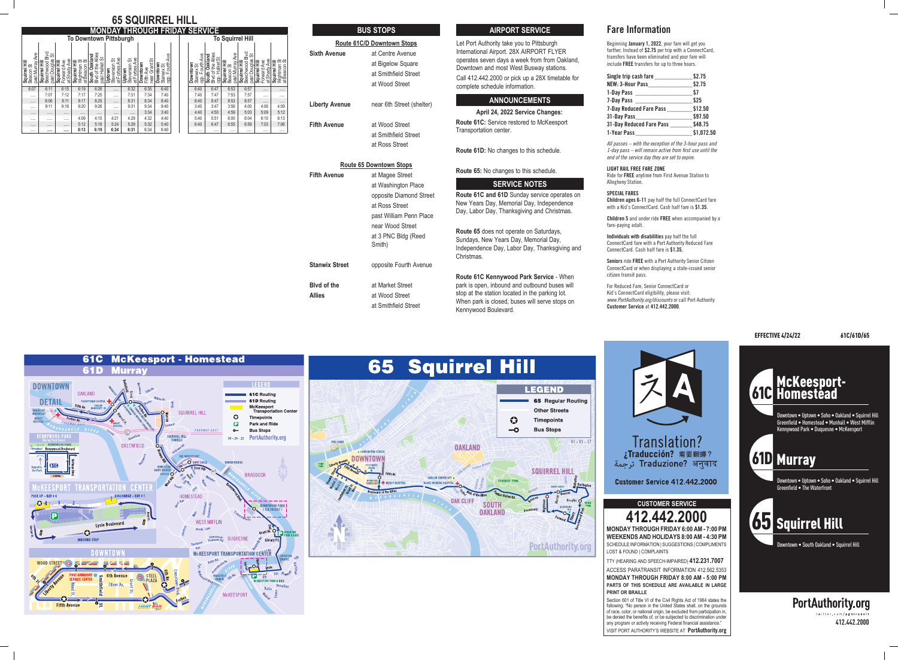# 65 SQUIRREL HILL

## MONDAY THROUGH FRIDAY SERVICE

| To Downtown Pittsburgh | | | | | | | | | | |
|---|---|---|---|---|---|---|---|---|---|---|
| Squirrel Hill Beacon St past Murray Ave | Squirrel Hill Beechwood Blvd past Douglas St | Squirrel Hill Forward Ave at Shady Ave | Squirrel Hill Wightman St at Beacon St | South Oakland Blvd of the Allies past Halket St | Uptown Stevenson St at Forbes Ave | Uptown Stevenson St at Forbes Ave | Downtown Fifth Ave near Grant St | Downtown Stanwix St opp. Fourth Ave | | |
| 6:07 | 6:11 | 6:15 | 6:19 | 6:26 | .... | 6:32 | 6:35 | 6:40 | | |
| .... | 7:07 | 7:12 | 7:17 | 7:25 | .... | 7:31 | 7:34 | 7:40 | | |
| .... | 8:06 | 8:11 | 8:17 | 8:25 | .... | 8:31 | 8:34 | 8:40 | | |
| .... | 9:11 | 9:16 | 9:20 | 9:26 | .... | 9:31 | 9:34 | 9:40 | | |
| .... | .... | .... | .... | .... | .... | .... | 3:34 | 3:40 | | |
| .... | .... | .... | 4:09 | 4:15 | 4:21 | 4:29 | 4:32 | 4:40 | | |
| .... | .... | .... | 5:12 | 5:18 | 5:24 | 5:29 | 5:32 | 5:40 | | |
| .... | .... | .... | **6:13** | **6:19** | **6:24** | **6:31** | 6:34 | 6:40 | | |

| To Squirrel Hill | | | | | | |
|---|---|---|---|---|---|---|
| Downtown Stanwix St opp. Fourth Ave | South Oakland Blvd of the Allies opp. Halket St | Squirrel Hill Beacon St past Murray Ave | Squirrel Hill Beechwood Blvd past Douglas St | Squirrel Hill Forward Ave at Shady Ave | Squirrel Hill Wightman St at Beacon St | |
| 6:40 | 6:47 | 6:53 | 6:57 | .... | .... | |
| 7:40 | 7:47 | 7:53 | 7:57 | .... | .... | |
| 8:40 | 8:47 | 8:53 | 8:57 | .... | .... | |
| 3:40 | 3:47 | 3:56 | 4:00 | 4:06 | 4:09 | |
| 4:40 | 4:50 | 4:59 | 5:03 | 5:09 | 5:12 | |
| 5:40 | 5:51 | 6:00 | 6:04 | 6:10 | 6:13 | |
| 6:40 | 6:47 | 6:55 | 6:59 | 7:03 | 7:06 | |
| .... | .... | .... | .... | .... | .... | |

## BUS STOPS

### Route 61C/D Downtown Stops

| | |
|---|---|
| **Sixth Avenue** | at Centre Avenue |
| | at Bigelow Square |
| | at Smithfield Street |
| | at Wood Street |
| **Liberty Avenue** | near 6th Street (shelter) |
| **Fifth Avenue** | at Wood Street |
| | at Smithfield Street |
| | at Ross Street |

### Route 65 Downtown Stops

| | |
|---|---|
| **Fifth Avenue** | at Magee Street |
| | at Washington Place |
| | opposite Diamond Street |
| | at Ross Street |
| | past William Penn Place |
| | near Wood Street |
| | at 3 PNC Bldg (Reed Smith) |
| **Stanwix Street** | opposite Fourth Avenue |
| **Blvd of the Allies** | at Market Street |
| | at Wood Street |
| | at Smithfield Street |

## AIRPORT SERVICE

Let Port Authority take you to Pittsburgh International Airport. 28X AIRPORT FLYER operates seven days a week from Oakland, Downtown and most West Busway stations.

Call 412.442.2000 or pick up a 28X timetable for complete schedule information.

## ANNOUNCEMENTS

**April 24, 2022 Service Changes:**

**Route 61C:** Service restored to McKeesport Transportation center.

**Route 61D:** No changes to this schedule.

**Route 65:** No changes to this schedule.

## SERVICE NOTES

**Route 61C and 61D** Sunday service operates on New Years Day, Memorial Day, Independence Day, Labor Day, Thanksgiving and Christmas.

**Route 65** does not operate on Saturdays, Sundays, New Years Day, Memorial Day, Independence Day, Labor Day, Thanksgiving and Christmas.

**Route 61C Kennywood Park Service** - When park is open, inbound and outbound buses will stop at the station located in the parking lot. When park is closed, buses will serve stops on Kennywood Boulevard.

## Fare Information

Beginning **January 1, 2022**, your fare will get you farther. Instead of **$2.75** per trip with a ConnectCard, transfers have been eliminated and your fare will include **FREE** transfers for up to three hours.

| | |
|---|---|
| **Single trip cash fare** | **$2.75** |
| **NEW: 3-Hour Pass** | **$2.75** |
| **1-Day Pass** | **$7** |
| **7-Day Pass** | **$25** |
| **7-Day Reduced Fare Pass** | **$12.50** |
| **31-Day Pass** | **$97.50** |
| **31-Day Reduced Fare Pass** | **$48.75** |
| **1-Year Pass** | **$1,072.50** |

*All passes – with the exception of the 3-hour pass and 1-day pass – will remain active from first use until the end of the service day they are set to expire.*

**LIGHT RAIL FREE FARE ZONE**

Ride for **FREE** anytime from First Avenue Station to Allegheny Station.

**SPECIAL FARES**

**Children ages 6-11** pay half the full ConnectCard fare with a Kid's ConnectCard. Cash half fare is **$1.35**.

**Children 5** and under ride **FREE** when accompanied by a fare-paying adult.

**Individuals with disabilities** pay half the full ConnectCard fare with a Port Authority Reduced Fare ConnectCard. Cash half fare is **$1.35**.

**Seniors** ride **FREE** with a Port Authority Senior Citizen ConnectCard or when displaying a state-issued senior citizen transit pass.

For Reduced Fare, Senior ConnectCard or Kid's ConnectCard eligibility, please visit: *www.PortAuthority.org/discounts* or call Port Authority **Customer Service** at **412.442.2000**.

**EFFECTIVE 4/24/22** 61C/61D/65

## 61C McKeesport - Homestead
## 61D Murray

DOWNTOWN DETAIL

LEGEND
61C Routing
61D Routing
McKeesport Transportation Center
Timepoints
Park and Ride
Bus Stops
04 - 24 - 22 PortAuthority.org

KENNYWOOD PARK (During Park Hours)
KENNYWOOD PARK Kennywood Boulevard

McKEESPORT TRANSPORTATION CENTER
PICK UP - BAY # 4
DISCHARGE - BAY # 1
Lysle Boulevard
INBOUND STOP

DOWNTOWN
WOOD STREET
PORT AUTHORITY SERVICE CENTER
6th Avenue
STEEL PLAZA
Fifth Avenue

OAKLAND, SQUIRREL HILL, GREENFIELD, HOMESTEAD, WEST MIFFLIN, DUQUESNE, BRADDOCK, McKEESPORT, McKEESPORT TRANSPORTATION CENTER, KENNYWOOD PARK (SEE INSERT), THE WATERFRONT, SQUIRREL HILL TUNNELS, PARKWAY EAST, HOMESTEAD GRAYS BRIDGE, RANKIN BRIDGE

## 65 Squirrel Hill

LEGEND
65 Regular Routing
Other Streets
Timepoints
Bus Stops
01 - 01 - 17

DOWNTOWN, OAKLAND, SQUIRREL HILL, OAK CLIFF, SOUTH OAKLAND, SCHENLEY PARK, PPG PARK, CONVENTION CENTER, MERCY HOSPITAL, MAGEE WOMENS HOSPITAL, CARLOW UNIVERSITY, DUQUESNE UNIVERSITY

PortAuthority.org

Translation?
¿Traducción? 需要翻譯？
ترجمة Traduzione? अनुवाद
Customer Service 412.442.2000

## CUSTOMER SERVICE

**412.442.2000**

**MONDAY THROUGH FRIDAY 6:00 AM - 7:00 PM**
**WEEKENDS AND HOLIDAYS 8:00 AM - 4:30 PM**

SCHEDULE INFORMATION | SUGGESTIONS | COMPLIMENTS
LOST & FOUND | COMPLAINTS

TTY (HEARING AND SPEECH-IMPAIRED) **412.231.7007**

ACCESS PARATRANSIT INFORMATION 412.562.5353

**MONDAY THROUGH FRIDAY 8:00 AM - 5:00 PM**

**PARTS OF THIS SCHEDULE ARE AVAILABLE IN LARGE PRINT OR BRAILLE**

Section 601 of Title VI of the Civil Rights Act of 1964 states the following: "No person in the United States shall, on the grounds of race, color, or national origin, be excluded from participation in, be denied the benefits of, or be subjected to discrimination under any program or activity receiving Federal financial assistance."

VISIT PORT AUTHORITY'S WEBSITE AT **PortAuthority.org**

## 61C McKeesport-Homestead

Downtown • Uptown • Soho • Oakland • Squirrel Hill Greenfield • Homestead • Munhall • West Mifflin Kennywood Park • Duquesne • McKeesport

## 61D Murray

Downtown • Uptown • Soho • Oakland • Squirrel Hill Greenfield • The Waterfront

## 65 Squirrel Hill

Downtown • South Oakland • Squirrel Hill

**PortAuthority.org**
twitter.com/pghtransit
**412.442.2000**